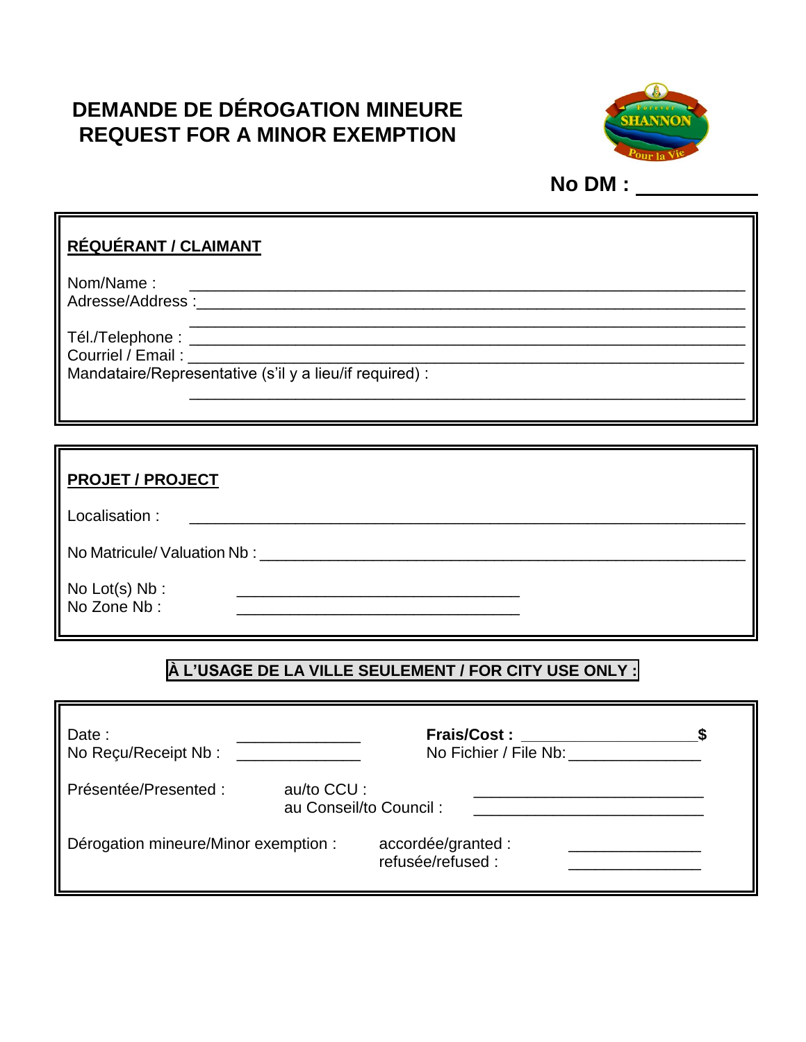# DEMANDE DE DÉROGATION MINEURE
# REQUEST FOR A MINOR EXEMPTION

**No DM : __________**

## RÉQUÉRANT / CLAIMANT

Nom/Name : ____________________________________________________________

Adresse/Address :______________________________________________________________

____________________________________________________________

Tél./Telephone : ____________________________________________________________

Courriel / Email : ____________________________________________________________

Mandataire/Representative (s'il y a lieu/if required) :

____________________________________________________________

## PROJET / PROJECT

Localisation : ____________________________________________________________

No Matricule/ Valuation Nb : ______________________________________________________

No Lot(s) Nb : ________________________________

No Zone Nb : ________________________________

**À L'USAGE DE LA VILLE SEULEMENT / FOR CITY USE ONLY :**

Date : ______________

No Reçu/Receipt Nb : ______________

**Frais/Cost :** ____________________**$**

No Fichier / File Nb: _______________

Présentée/Presented :

au/to CCU : __________________________

au Conseil/to Council : __________________________

Dérogation mineure/Minor exemption :

accordée/granted : _______________

refusée/refused : _______________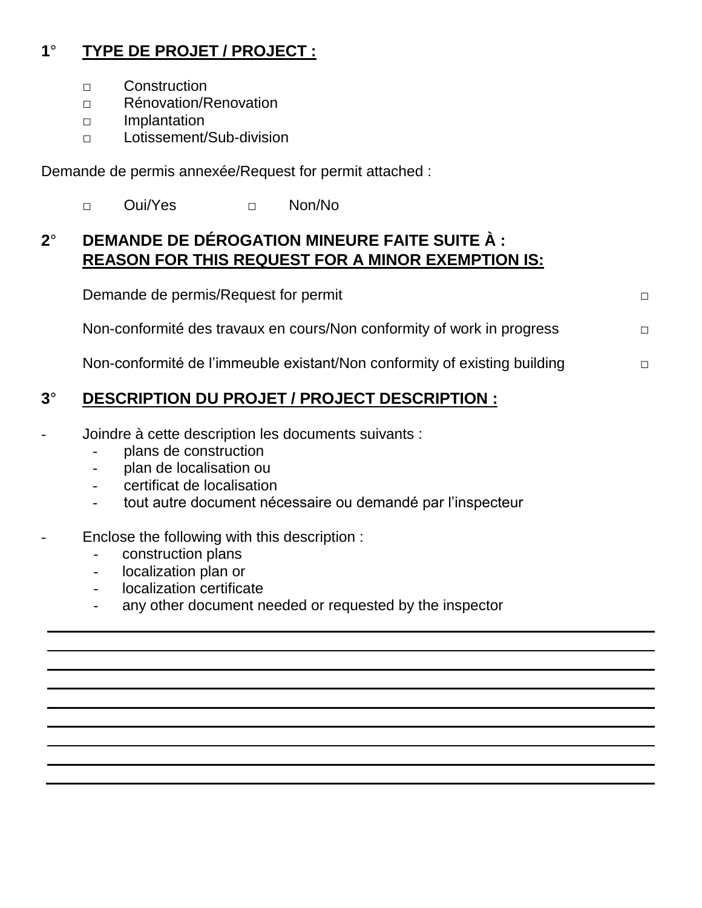## 1° **TYPE DE PROJET / PROJECT :**

- □ Construction
- □ Rénovation/Renovation
- □ Implantation
- □ Lotissement/Sub-division

Demande de permis annexée/Request for permit attached :

□ Oui/Yes  □ Non/No

## 2° DEMANDE DE DÉROGATION MINEURE FAITE SUITE À : **REASON FOR THIS REQUEST FOR A MINOR EXEMPTION IS:**

Demande de permis/Request for permit □

Non-conformité des travaux en cours/Non conformity of work in progress □

Non-conformité de l'immeuble existant/Non conformity of existing building □

## 3° **DESCRIPTION DU PROJET / PROJECT DESCRIPTION :**

- Joindre à cette description les documents suivants :
  - plans de construction
  - plan de localisation ou
  - certificat de localisation
  - tout autre document nécessaire ou demandé par l'inspecteur

- Enclose the following with this description :
  - construction plans
  - localization plan or
  - localization certificate
  - any other document needed or requested by the inspector

___________________________________________________________________________

___________________________________________________________________________

___________________________________________________________________________

___________________________________________________________________________

___________________________________________________________________________

___________________________________________________________________________

___________________________________________________________________________

___________________________________________________________________________

___________________________________________________________________________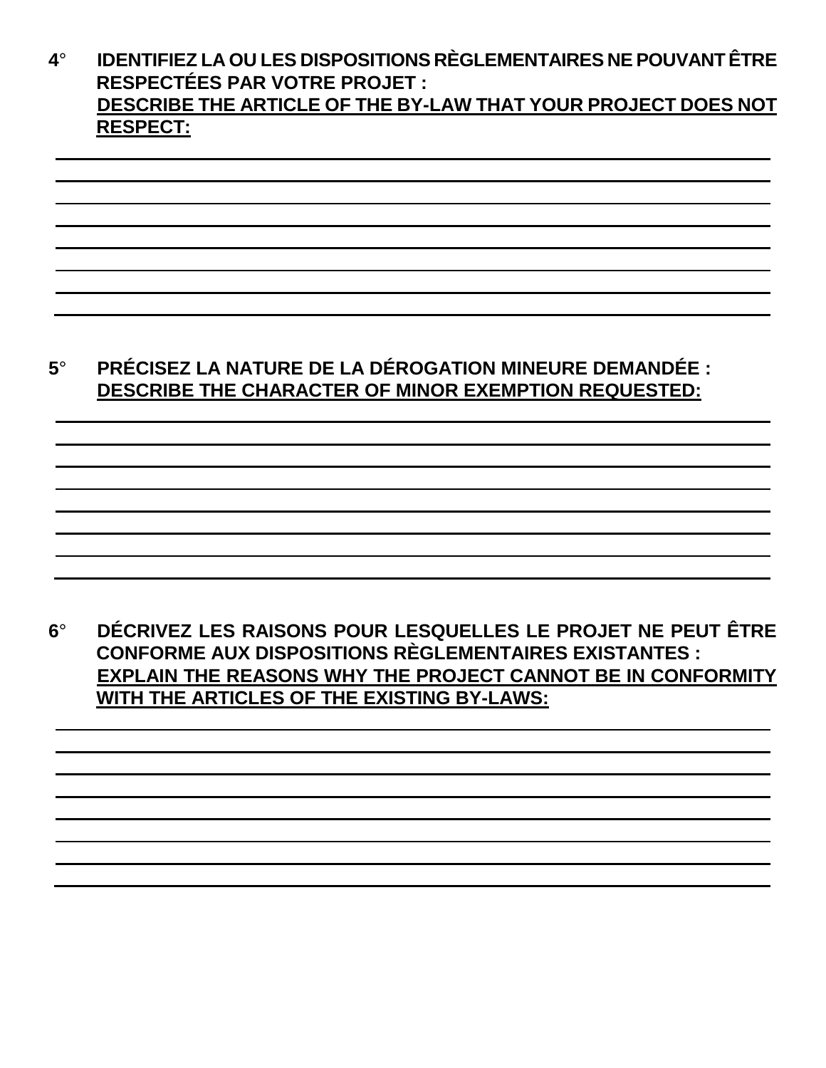**4°** **IDENTIFIEZ LA OU LES DISPOSITIONS RÈGLEMENTAIRES NE POUVANT ÊTRE RESPECTÉES PAR VOTRE PROJET :**
**<u>DESCRIBE THE ARTICLE OF THE BY-LAW THAT YOUR PROJECT DOES NOT RESPECT:</u>**

________________________________________________________________________________
________________________________________________________________________________
________________________________________________________________________________
________________________________________________________________________________
________________________________________________________________________________
________________________________________________________________________________
________________________________________________________________________________
________________________________________________________________________________

**5°** **PRÉCISEZ LA NATURE DE LA DÉROGATION MINEURE DEMANDÉE :**
**<u>DESCRIBE THE CHARACTER OF MINOR EXEMPTION REQUESTED:</u>**

________________________________________________________________________________
________________________________________________________________________________
________________________________________________________________________________
________________________________________________________________________________
________________________________________________________________________________
________________________________________________________________________________
________________________________________________________________________________
________________________________________________________________________________

**6°** **DÉCRIVEZ LES RAISONS POUR LESQUELLES LE PROJET NE PEUT ÊTRE CONFORME AUX DISPOSITIONS RÈGLEMENTAIRES EXISTANTES :**
**<u>EXPLAIN THE REASONS WHY THE PROJECT CANNOT BE IN CONFORMITY WITH THE ARTICLES OF THE EXISTING BY-LAWS:</u>**

________________________________________________________________________________
________________________________________________________________________________
________________________________________________________________________________
________________________________________________________________________________
________________________________________________________________________________
________________________________________________________________________________
________________________________________________________________________________
________________________________________________________________________________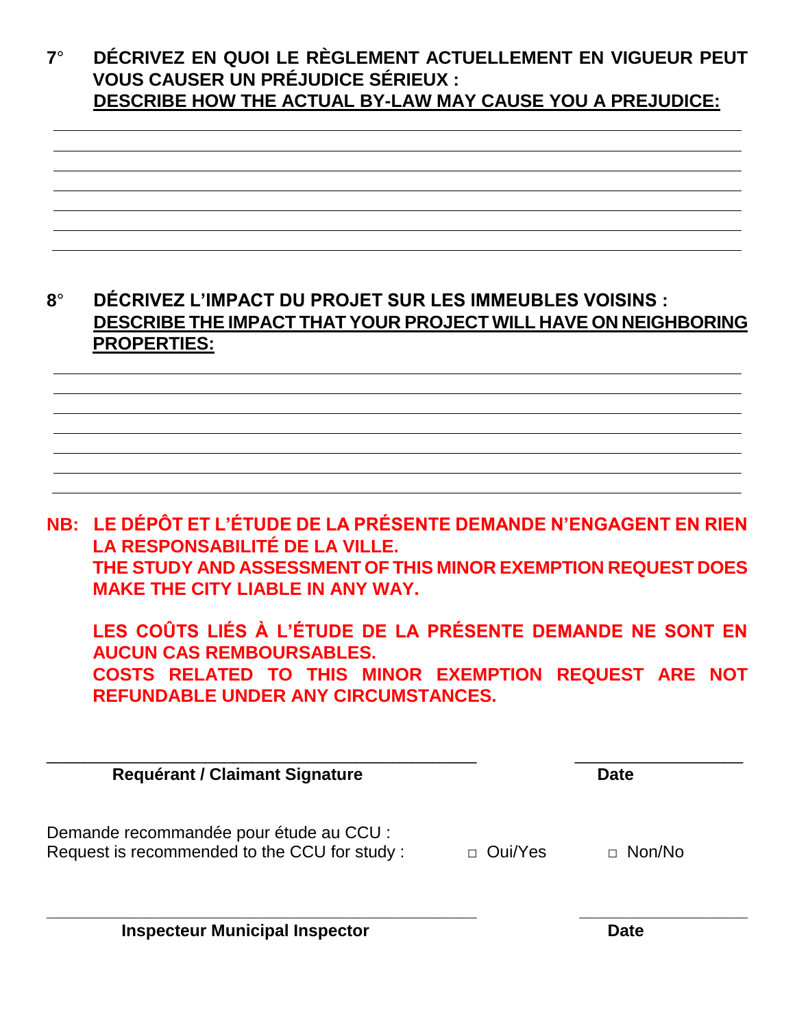**7° DÉCRIVEZ EN QUOI LE RÈGLEMENT ACTUELLEMENT EN VIGUEUR PEUT VOUS CAUSER UN PRÉJUDICE SÉRIEUX :**
**<u>DESCRIBE HOW THE ACTUAL BY-LAW MAY CAUSE YOU A PREJUDICE:</u>**

______________________________________________________________________________
______________________________________________________________________________
______________________________________________________________________________
______________________________________________________________________________
______________________________________________________________________________
______________________________________________________________________________

**8° DÉCRIVEZ L'IMPACT DU PROJET SUR LES IMMEUBLES VOISINS :**
**<u>DESCRIBE THE IMPACT THAT YOUR PROJECT WILL HAVE ON NEIGHBORING PROPERTIES:</u>**

______________________________________________________________________________
______________________________________________________________________________
______________________________________________________________________________
______________________________________________________________________________
______________________________________________________________________________
______________________________________________________________________________

**NB: LE DÉPÔT ET L'ÉTUDE DE LA PRÉSENTE DEMANDE N'ENGAGENT EN RIEN LA RESPONSABILITÉ DE LA VILLE.**
**THE STUDY AND ASSESSMENT OF THIS MINOR EXEMPTION REQUEST DOES MAKE THE CITY LIABLE IN ANY WAY.**

**LES COÛTS LIÉS À L'ÉTUDE DE LA PRÉSENTE DEMANDE NE SONT EN AUCUN CAS REMBOURSABLES.**
**COSTS RELATED TO THIS MINOR EXEMPTION REQUEST ARE NOT REFUNDABLE UNDER ANY CIRCUMSTANCES.**

_____________________________________________ ____________________
**Requérant / Claimant Signature** **Date**

Demande recommandée pour étude au CCU :
Request is recommended to the CCU for study : □ Oui/Yes □ Non/No

_____________________________________________ ____________________
**Inspecteur Municipal Inspector** **Date**